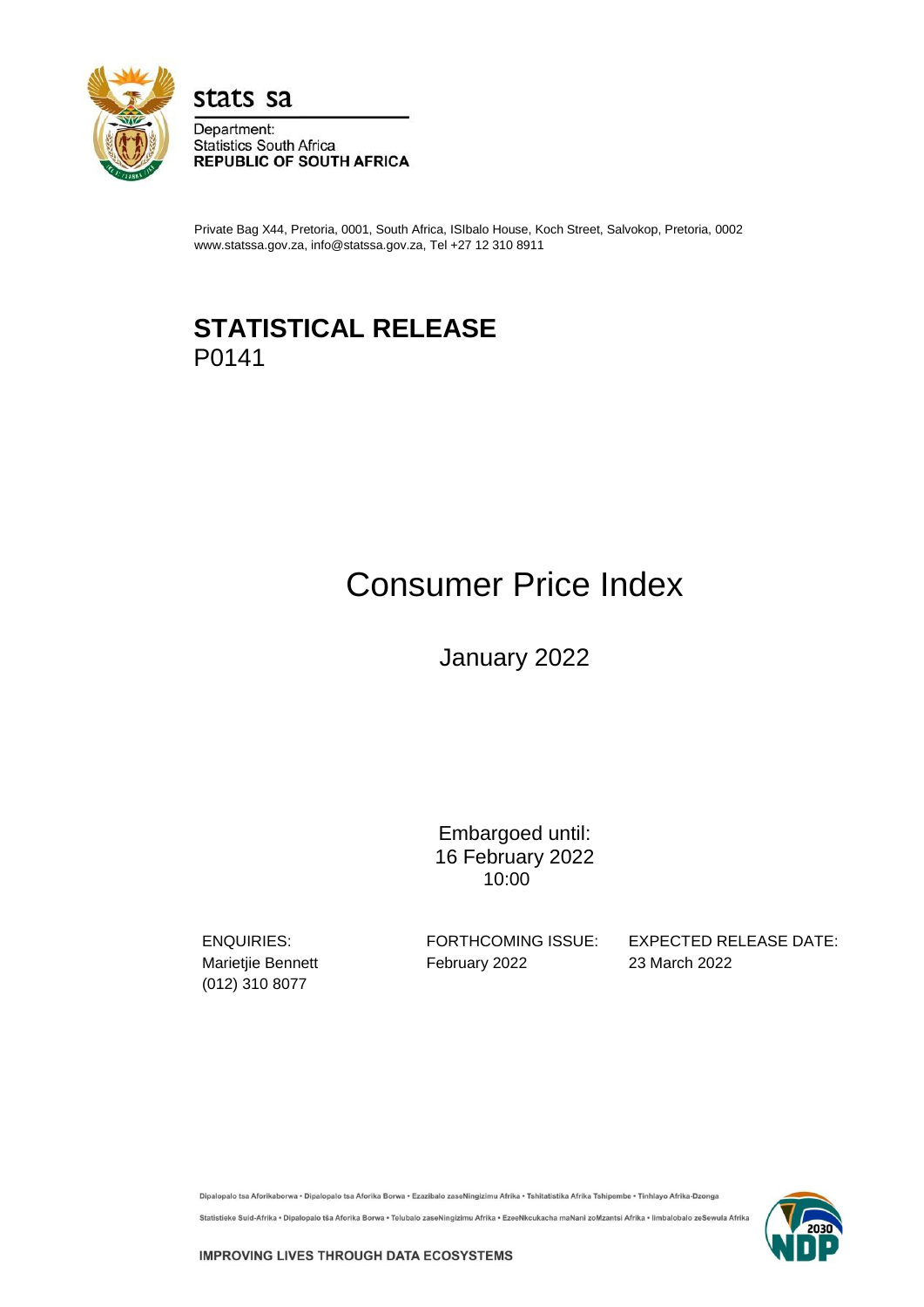stats sa

Department:
Statistics South Africa
**REPUBLIC OF SOUTH AFRICA**

Private Bag X44, Pretoria, 0001, South Africa, ISIbalo House, Koch Street, Salvokop, Pretoria, 0002
www.statssa.gov.za, info@statssa.gov.za, Tel +27 12 310 8911

# STATISTICAL RELEASE
P0141

# Consumer Price Index

## January 2022

Embargoed until:
16 February 2022
10:00

ENQUIRIES:
Marietjie Bennett
(012) 310 8077

FORTHCOMING ISSUE:
February 2022

EXPECTED RELEASE DATE:
23 March 2022

Dipalopalo tsa Aforikaborwa • Dipalopalo tsa Aforika Borwa • Ezazibalo zaseNingizimu Afrika • Tshitatistika Afrika Tshipembe • Tinhlayo Afrika-Dzonga

Statistieke Suid-Afrika • Dipalopalo tša Aforika Borwa • Telubalo zaseNingizimu Afrika • EzeeNkcukacha maNani zoMzantsi Afrika • Iimbalobalo zeSewula Afrika

**IMPROVING LIVES THROUGH DATA ECOSYSTEMS**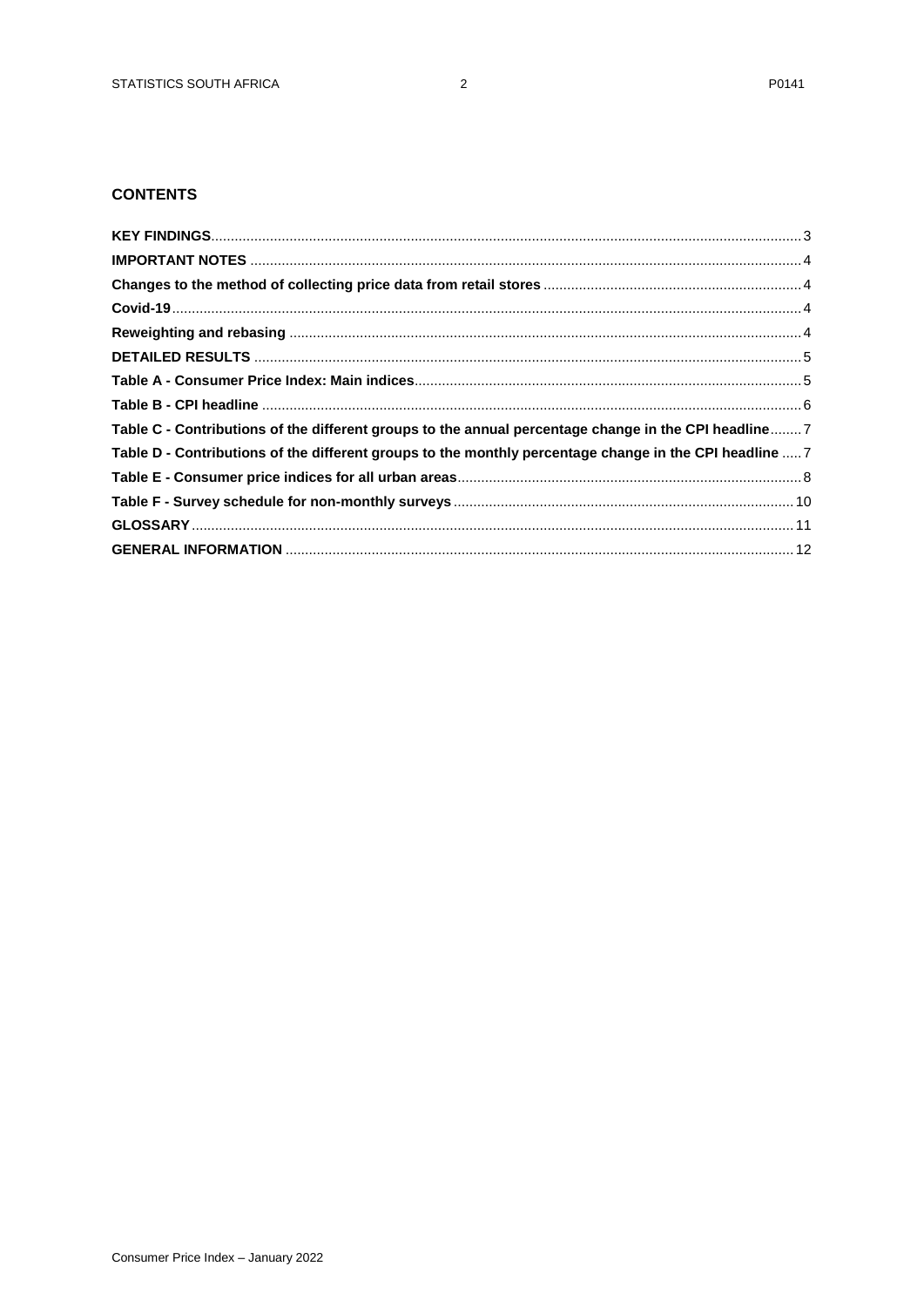## CONTENTS

**KEY FINDINGS** ... 3

**IMPORTANT NOTES** ... 4

**Changes to the method of collecting price data from retail stores** ... 4

**Covid-19** ... 4

**Reweighting and rebasing** ... 4

**DETAILED RESULTS** ... 5

**Table A - Consumer Price Index: Main indices** ... 5

**Table B - CPI headline** ... 6

**Table C - Contributions of the different groups to the annual percentage change in the CPI headline** ... 7

**Table D - Contributions of the different groups to the monthly percentage change in the CPI headline** ... 7

**Table E - Consumer price indices for all urban areas** ... 8

**Table F - Survey schedule for non-monthly surveys** ... 10

**GLOSSARY** ... 11

**GENERAL INFORMATION** ... 12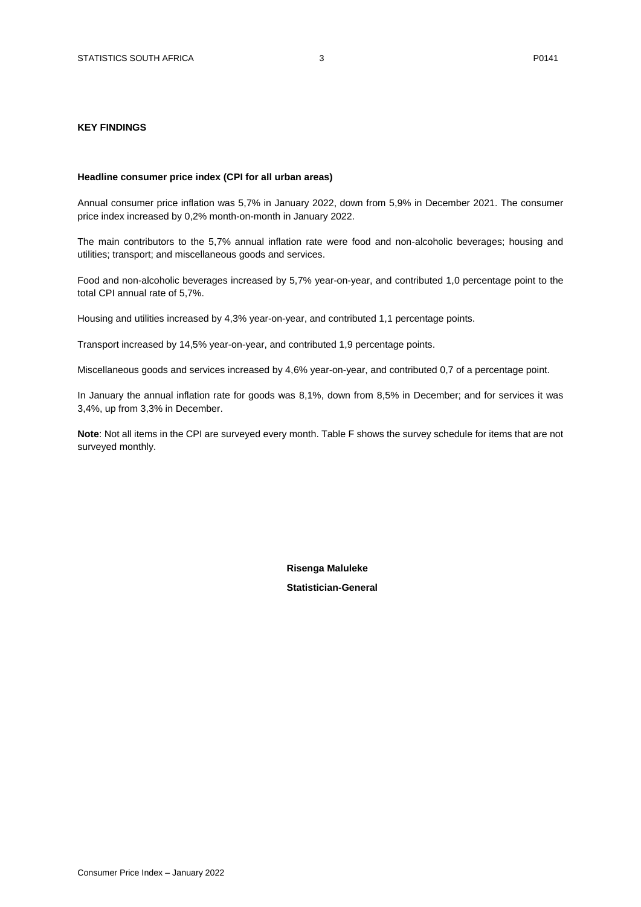## KEY FINDINGS

### Headline consumer price index (CPI for all urban areas)

Annual consumer price inflation was 5,7% in January 2022, down from 5,9% in December 2021. The consumer price index increased by 0,2% month-on-month in January 2022.

The main contributors to the 5,7% annual inflation rate were food and non-alcoholic beverages; housing and utilities; transport; and miscellaneous goods and services.

Food and non-alcoholic beverages increased by 5,7% year-on-year, and contributed 1,0 percentage point to the total CPI annual rate of 5,7%.

Housing and utilities increased by 4,3% year-on-year, and contributed 1,1 percentage points.

Transport increased by 14,5% year-on-year, and contributed 1,9 percentage points.

Miscellaneous goods and services increased by 4,6% year-on-year, and contributed 0,7 of a percentage point.

In January the annual inflation rate for goods was 8,1%, down from 8,5% in December; and for services it was 3,4%, up from 3,3% in December.

**Note**: Not all items in the CPI are surveyed every month. Table F shows the survey schedule for items that are not surveyed monthly.

**Risenga Maluleke**

**Statistician-General**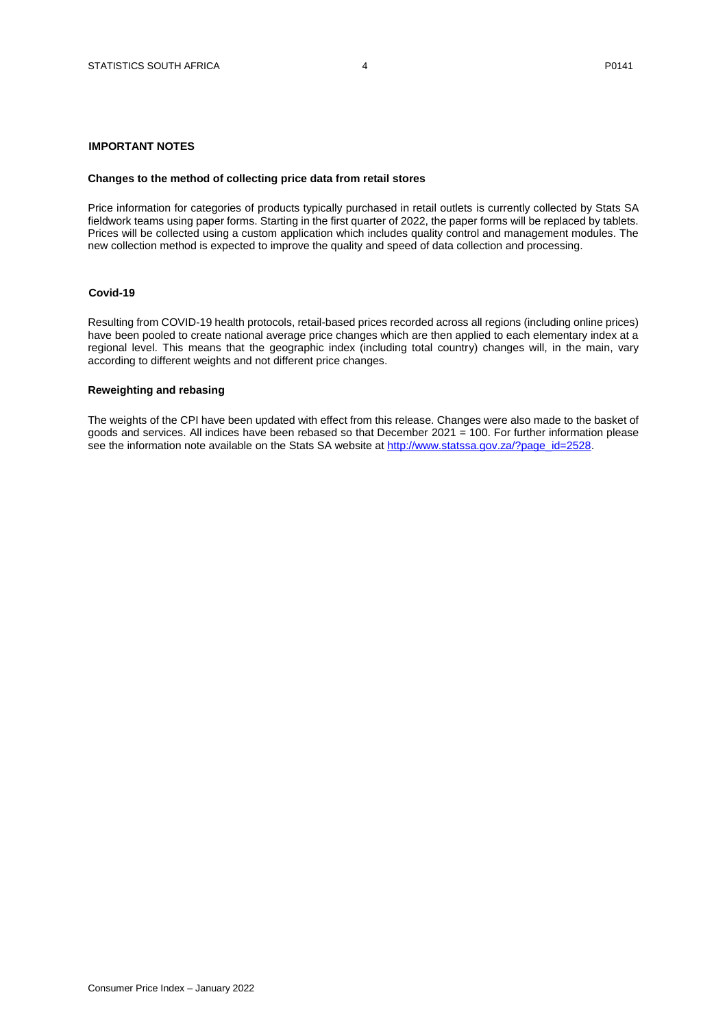## IMPORTANT NOTES

### Changes to the method of collecting price data from retail stores

Price information for categories of products typically purchased in retail outlets is currently collected by Stats SA fieldwork teams using paper forms. Starting in the first quarter of 2022, the paper forms will be replaced by tablets. Prices will be collected using a custom application which includes quality control and management modules. The new collection method is expected to improve the quality and speed of data collection and processing.

### Covid-19

Resulting from COVID-19 health protocols, retail-based prices recorded across all regions (including online prices) have been pooled to create national average price changes which are then applied to each elementary index at a regional level. This means that the geographic index (including total country) changes will, in the main, vary according to different weights and not different price changes.

### Reweighting and rebasing

The weights of the CPI have been updated with effect from this release. Changes were also made to the basket of goods and services. All indices have been rebased so that December 2021 = 100. For further information please see the information note available on the Stats SA website at http://www.statssa.gov.za/?page_id=2528.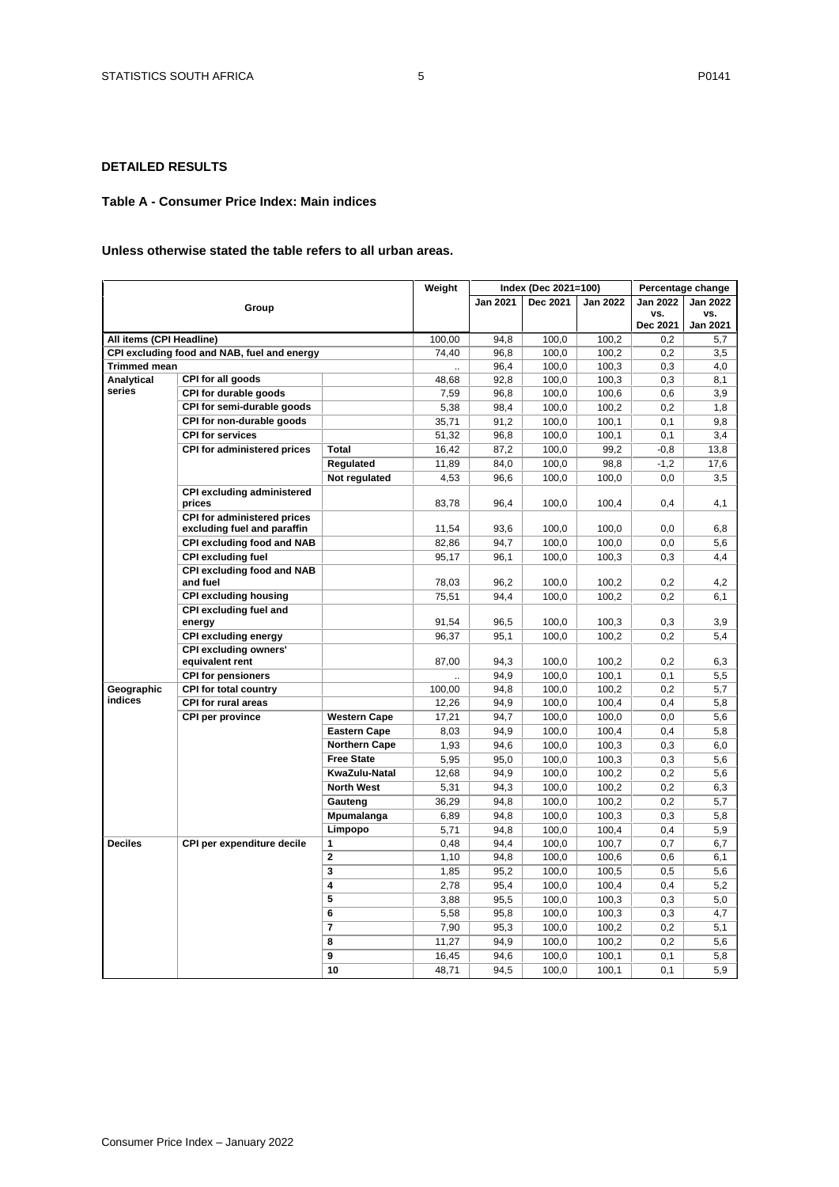## DETAILED RESULTS

### Table A - Consumer Price Index: Main indices

**Unless otherwise stated the table refers to all urban areas.**

| Group | | | Weight | Index (Dec 2021=100) | | | Percentage change | |
|---|---|---|---|---|---|---|---|---|
| | | | | Jan 2021 | Dec 2021 | Jan 2022 | Jan 2022 vs. Dec 2021 | Jan 2022 vs. Jan 2021 |
| All items (CPI Headline) | | | 100,00 | 94,8 | 100,0 | 100,2 | 0,2 | 5,7 |
| CPI excluding food and NAB, fuel and energy | | | 74,40 | 96,8 | 100,0 | 100,2 | 0,2 | 3,5 |
| Trimmed mean | | | .. | 96,4 | 100,0 | 100,3 | 0,3 | 4,0 |
| Analytical series | CPI for all goods | | 48,68 | 92,8 | 100,0 | 100,3 | 0,3 | 8,1 |
| | CPI for durable goods | | 7,59 | 96,8 | 100,0 | 100,6 | 0,6 | 3,9 |
| | CPI for semi-durable goods | | 5,38 | 98,4 | 100,0 | 100,2 | 0,2 | 1,8 |
| | CPI for non-durable goods | | 35,71 | 91,2 | 100,0 | 100,1 | 0,1 | 9,8 |
| | CPI for services | | 51,32 | 96,8 | 100,0 | 100,1 | 0,1 | 3,4 |
| | CPI for administered prices | Total | 16,42 | 87,2 | 100,0 | 99,2 | -0,8 | 13,8 |
| | | Regulated | 11,89 | 84,0 | 100,0 | 98,8 | -1,2 | 17,6 |
| | | Not regulated | 4,53 | 96,6 | 100,0 | 100,0 | 0,0 | 3,5 |
| | CPI excluding administered prices | | 83,78 | 96,4 | 100,0 | 100,4 | 0,4 | 4,1 |
| | CPI for administered prices excluding fuel and paraffin | | 11,54 | 93,6 | 100,0 | 100,0 | 0,0 | 6,8 |
| | CPI excluding food and NAB | | 82,86 | 94,7 | 100,0 | 100,0 | 0,0 | 5,6 |
| | CPI excluding fuel | | 95,17 | 96,1 | 100,0 | 100,3 | 0,3 | 4,4 |
| | CPI excluding food and NAB and fuel | | 78,03 | 96,2 | 100,0 | 100,2 | 0,2 | 4,2 |
| | CPI excluding housing | | 75,51 | 94,4 | 100,0 | 100,2 | 0,2 | 6,1 |
| | CPI excluding fuel and energy | | 91,54 | 96,5 | 100,0 | 100,3 | 0,3 | 3,9 |
| | CPI excluding energy | | 96,37 | 95,1 | 100,0 | 100,2 | 0,2 | 5,4 |
| | CPI excluding owners' equivalent rent | | 87,00 | 94,3 | 100,0 | 100,2 | 0,2 | 6,3 |
| | CPI for pensioners | | .. | 94,9 | 100,0 | 100,1 | 0,1 | 5,5 |
| Geographic indices | CPI for total country | | 100,00 | 94,8 | 100,0 | 100,2 | 0,2 | 5,7 |
| | CPI for rural areas | | 12,26 | 94,9 | 100,0 | 100,4 | 0,4 | 5,8 |
| | CPI per province | Western Cape | 17,21 | 94,7 | 100,0 | 100,0 | 0,0 | 5,6 |
| | | Eastern Cape | 8,03 | 94,9 | 100,0 | 100,4 | 0,4 | 5,8 |
| | | Northern Cape | 1,93 | 94,6 | 100,0 | 100,3 | 0,3 | 6,0 |
| | | Free State | 5,95 | 95,0 | 100,0 | 100,3 | 0,3 | 5,6 |
| | | KwaZulu-Natal | 12,68 | 94,9 | 100,0 | 100,2 | 0,2 | 5,6 |
| | | North West | 5,31 | 94,3 | 100,0 | 100,2 | 0,2 | 6,3 |
| | | Gauteng | 36,29 | 94,8 | 100,0 | 100,2 | 0,2 | 5,7 |
| | | Mpumalanga | 6,89 | 94,8 | 100,0 | 100,3 | 0,3 | 5,8 |
| | | Limpopo | 5,71 | 94,8 | 100,0 | 100,4 | 0,4 | 5,9 |
| Deciles | CPI per expenditure decile | 1 | 0,48 | 94,4 | 100,0 | 100,7 | 0,7 | 6,7 |
| | | 2 | 1,10 | 94,8 | 100,0 | 100,6 | 0,6 | 6,1 |
| | | 3 | 1,85 | 95,2 | 100,0 | 100,5 | 0,5 | 5,6 |
| | | 4 | 2,78 | 95,4 | 100,0 | 100,4 | 0,4 | 5,2 |
| | | 5 | 3,88 | 95,5 | 100,0 | 100,3 | 0,3 | 5,0 |
| | | 6 | 5,58 | 95,8 | 100,0 | 100,3 | 0,3 | 4,7 |
| | | 7 | 7,90 | 95,3 | 100,0 | 100,2 | 0,2 | 5,1 |
| | | 8 | 11,27 | 94,9 | 100,0 | 100,2 | 0,2 | 5,6 |
| | | 9 | 16,45 | 94,6 | 100,0 | 100,1 | 0,1 | 5,8 |
| | | 10 | 48,71 | 94,5 | 100,0 | 100,1 | 0,1 | 5,9 |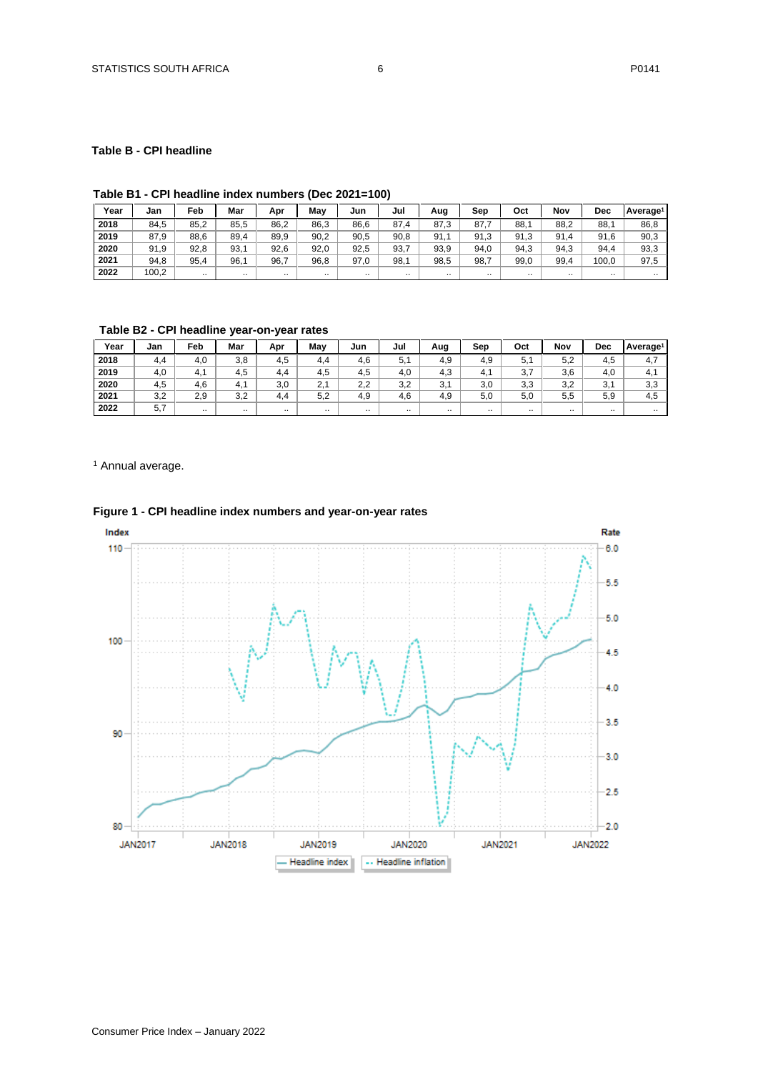## Table B - CPI headline

### Table B1 - CPI headline index numbers (Dec 2021=100)

| Year | Jan | Feb | Mar | Apr | May | Jun | Jul | Aug | Sep | Oct | Nov | Dec | Average[1] |
|---|---|---|---|---|---|---|---|---|---|---|---|---|---|
| **2018** | 84,5 | 85,2 | 85,5 | 86,2 | 86,3 | 86,6 | 87,4 | 87,3 | 87,7 | 88,1 | 88,2 | 88,1 | 86,8 |
| **2019** | 87,9 | 88,6 | 89,4 | 89,9 | 90,2 | 90,5 | 90,8 | 91,1 | 91,3 | 91,3 | 91,4 | 91,6 | 90,3 |
| **2020** | 91,9 | 92,8 | 93,1 | 92,6 | 92,0 | 92,5 | 93,7 | 93,9 | 94,0 | 94,3 | 94,3 | 94,4 | 93,3 |
| **2021** | 94,8 | 95,4 | 96,1 | 96,7 | 96,8 | 97,0 | 98,1 | 98,5 | 98,7 | 99,0 | 99,4 | 100,0 | 97,5 |
| **2022** | 100,2 | .. | .. | .. | .. | .. | .. | .. | .. | .. | .. | .. | .. |

### Table B2 - CPI headline year-on-year rates

| Year | Jan | Feb | Mar | Apr | May | Jun | Jul | Aug | Sep | Oct | Nov | Dec | Average[1] |
|---|---|---|---|---|---|---|---|---|---|---|---|---|---|
| **2018** | 4,4 | 4,0 | 3,8 | 4,5 | 4,4 | 4,6 | 5,1 | 4,9 | 4,9 | 5,1 | 5,2 | 4,5 | 4,7 |
| **2019** | 4,0 | 4,1 | 4,5 | 4,4 | 4,5 | 4,5 | 4,0 | 4,3 | 4,1 | 3,7 | 3,6 | 4,0 | 4,1 |
| **2020** | 4,5 | 4,6 | 4,1 | 3,0 | 2,1 | 2,2 | 3,2 | 3,1 | 3,0 | 3,3 | 3,2 | 3,1 | 3,3 |
| **2021** | 3,2 | 2,9 | 3,2 | 4,4 | 5,2 | 4,9 | 4,6 | 4,9 | 5,0 | 5,0 | 5,5 | 5,9 | 4,5 |
| **2022** | 5,7 | .. | .. | .. | .. | .. | .. | .. | .. | .. | .. | .. | .. |

[1] Annual average.

**Figure 1 - CPI headline index numbers and year-on-year rates**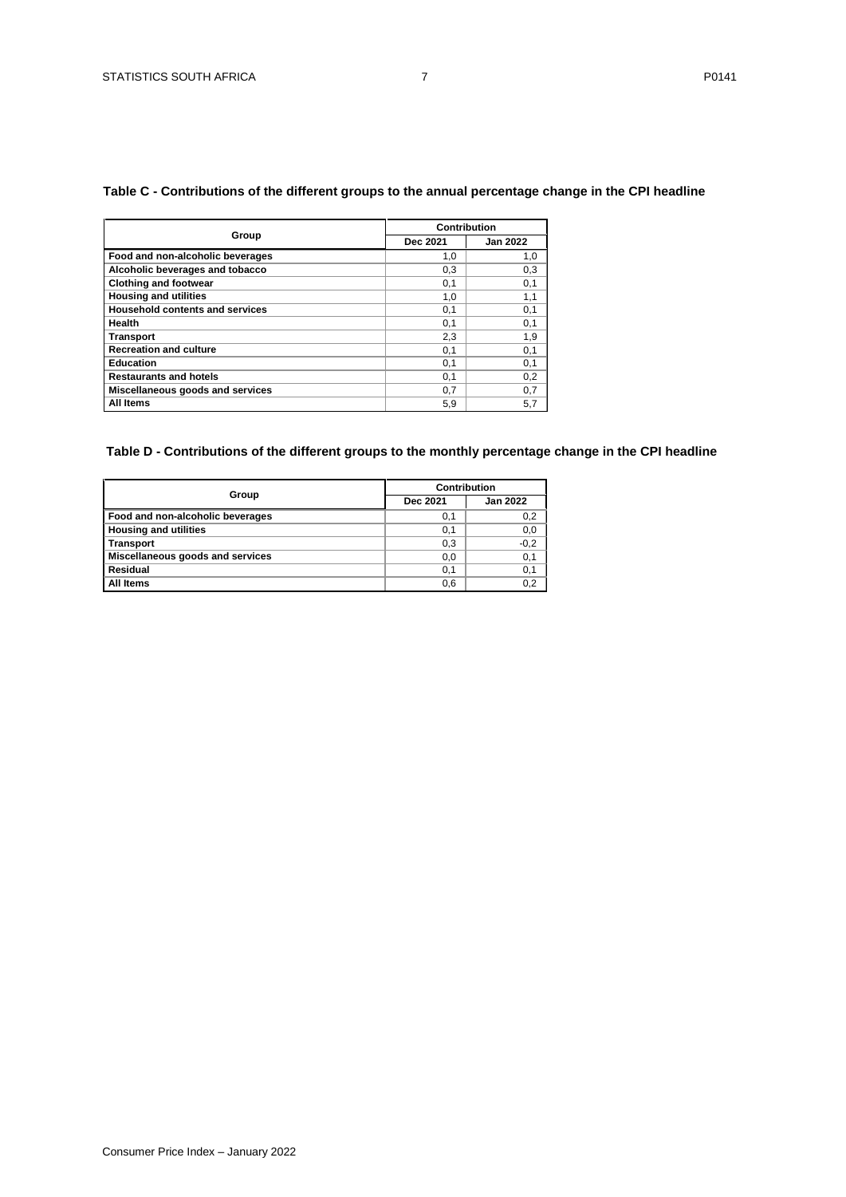**Table C - Contributions of the different groups to the annual percentage change in the CPI headline**

| Group | Contribution | |
|---|---|---|
| | Dec 2021 | Jan 2022 |
| **Food and non-alcoholic beverages** | 1,0 | 1,0 |
| **Alcoholic beverages and tobacco** | 0,3 | 0,3 |
| **Clothing and footwear** | 0,1 | 0,1 |
| **Housing and utilities** | 1,0 | 1,1 |
| **Household contents and services** | 0,1 | 0,1 |
| **Health** | 0,1 | 0,1 |
| **Transport** | 2,3 | 1,9 |
| **Recreation and culture** | 0,1 | 0,1 |
| **Education** | 0,1 | 0,1 |
| **Restaurants and hotels** | 0,1 | 0,2 |
| **Miscellaneous goods and services** | 0,7 | 0,7 |
| **All Items** | 5,9 | 5,7 |

**Table D - Contributions of the different groups to the monthly percentage change in the CPI headline**

| Group | Contribution | |
|---|---|---|
| | Dec 2021 | Jan 2022 |
| **Food and non-alcoholic beverages** | 0,1 | 0,2 |
| **Housing and utilities** | 0,1 | 0,0 |
| **Transport** | 0,3 | -0,2 |
| **Miscellaneous goods and services** | 0,0 | 0,1 |
| **Residual** | 0,1 | 0,1 |
| **All Items** | 0,6 | 0,2 |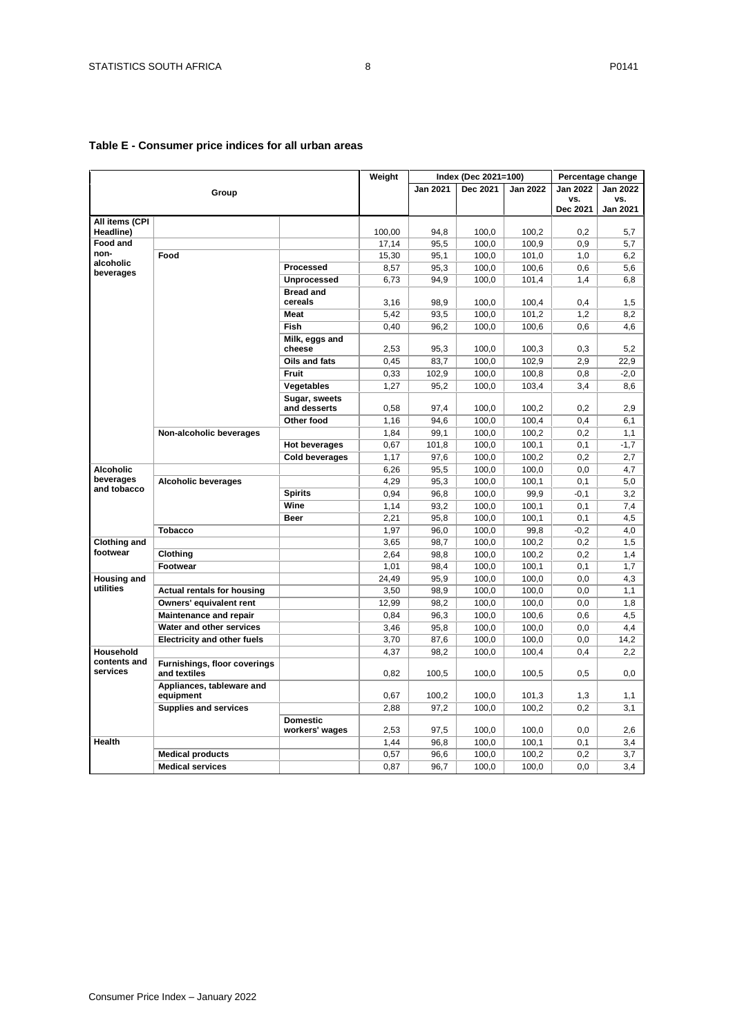## Table E - Consumer price indices for all urban areas

| Group | | | Weight | Index (Dec 2021=100) | | | Percentage change | |
|---|---|---|---|---|---|---|---|---|
| | | | | Jan 2021 | Dec 2021 | Jan 2022 | Jan 2022 vs. Dec 2021 | Jan 2022 vs. Jan 2021 |
| All items (CPI Headline) | | | 100,00 | 94,8 | 100,0 | 100,2 | 0,2 | 5,7 |
| Food and non-alcoholic beverages | | | 17,14 | 95,5 | 100,0 | 100,9 | 0,9 | 5,7 |
| | Food | | 15,30 | 95,1 | 100,0 | 101,0 | 1,0 | 6,2 |
| | | Processed | 8,57 | 95,3 | 100,0 | 100,6 | 0,6 | 5,6 |
| | | Unprocessed | 6,73 | 94,9 | 100,0 | 101,4 | 1,4 | 6,8 |
| | | Bread and cereals | 3,16 | 98,9 | 100,0 | 100,4 | 0,4 | 1,5 |
| | | Meat | 5,42 | 93,5 | 100,0 | 101,2 | 1,2 | 8,2 |
| | | Fish | 0,40 | 96,2 | 100,0 | 100,6 | 0,6 | 4,6 |
| | | Milk, eggs and cheese | 2,53 | 95,3 | 100,0 | 100,3 | 0,3 | 5,2 |
| | | Oils and fats | 0,45 | 83,7 | 100,0 | 102,9 | 2,9 | 22,9 |
| | | Fruit | 0,33 | 102,9 | 100,0 | 100,8 | 0,8 | -2,0 |
| | | Vegetables | 1,27 | 95,2 | 100,0 | 103,4 | 3,4 | 8,6 |
| | | Sugar, sweets and desserts | 0,58 | 97,4 | 100,0 | 100,2 | 0,2 | 2,9 |
| | | Other food | 1,16 | 94,6 | 100,0 | 100,4 | 0,4 | 6,1 |
| | Non-alcoholic beverages | | 1,84 | 99,1 | 100,0 | 100,2 | 0,2 | 1,1 |
| | | Hot beverages | 0,67 | 101,8 | 100,0 | 100,1 | 0,1 | -1,7 |
| | | Cold beverages | 1,17 | 97,6 | 100,0 | 100,2 | 0,2 | 2,7 |
| Alcoholic beverages and tobacco | | | 6,26 | 95,5 | 100,0 | 100,0 | 0,0 | 4,7 |
| | Alcoholic beverages | | 4,29 | 95,3 | 100,0 | 100,1 | 0,1 | 5,0 |
| | | Spirits | 0,94 | 96,8 | 100,0 | 99,9 | -0,1 | 3,2 |
| | | Wine | 1,14 | 93,2 | 100,0 | 100,1 | 0,1 | 7,4 |
| | | Beer | 2,21 | 95,8 | 100,0 | 100,1 | 0,1 | 4,5 |
| | Tobacco | | 1,97 | 96,0 | 100,0 | 99,8 | -0,2 | 4,0 |
| Clothing and footwear | | | 3,65 | 98,7 | 100,0 | 100,2 | 0,2 | 1,5 |
| | Clothing | | 2,64 | 98,8 | 100,0 | 100,2 | 0,2 | 1,4 |
| | Footwear | | 1,01 | 98,4 | 100,0 | 100,1 | 0,1 | 1,7 |
| Housing and utilities | | | 24,49 | 95,9 | 100,0 | 100,0 | 0,0 | 4,3 |
| | Actual rentals for housing | | 3,50 | 98,9 | 100,0 | 100,0 | 0,0 | 1,1 |
| | Owners' equivalent rent | | 12,99 | 98,2 | 100,0 | 100,0 | 0,0 | 1,8 |
| | Maintenance and repair | | 0,84 | 96,3 | 100,0 | 100,6 | 0,6 | 4,5 |
| | Water and other services | | 3,46 | 95,8 | 100,0 | 100,0 | 0,0 | 4,4 |
| | Electricity and other fuels | | 3,70 | 87,6 | 100,0 | 100,0 | 0,0 | 14,2 |
| Household contents and services | | | 4,37 | 98,2 | 100,0 | 100,4 | 0,4 | 2,2 |
| | Furnishings, floor coverings and textiles | | 0,82 | 100,5 | 100,0 | 100,5 | 0,5 | 0,0 |
| | Appliances, tableware and equipment | | 0,67 | 100,2 | 100,0 | 101,3 | 1,3 | 1,1 |
| | Supplies and services | | 2,88 | 97,2 | 100,0 | 100,2 | 0,2 | 3,1 |
| | | Domestic workers' wages | 2,53 | 97,5 | 100,0 | 100,0 | 0,0 | 2,6 |
| Health | | | 1,44 | 96,8 | 100,0 | 100,1 | 0,1 | 3,4 |
| | Medical products | | 0,57 | 96,6 | 100,0 | 100,2 | 0,2 | 3,7 |
| | Medical services | | 0,87 | 96,7 | 100,0 | 100,0 | 0,0 | 3,4 |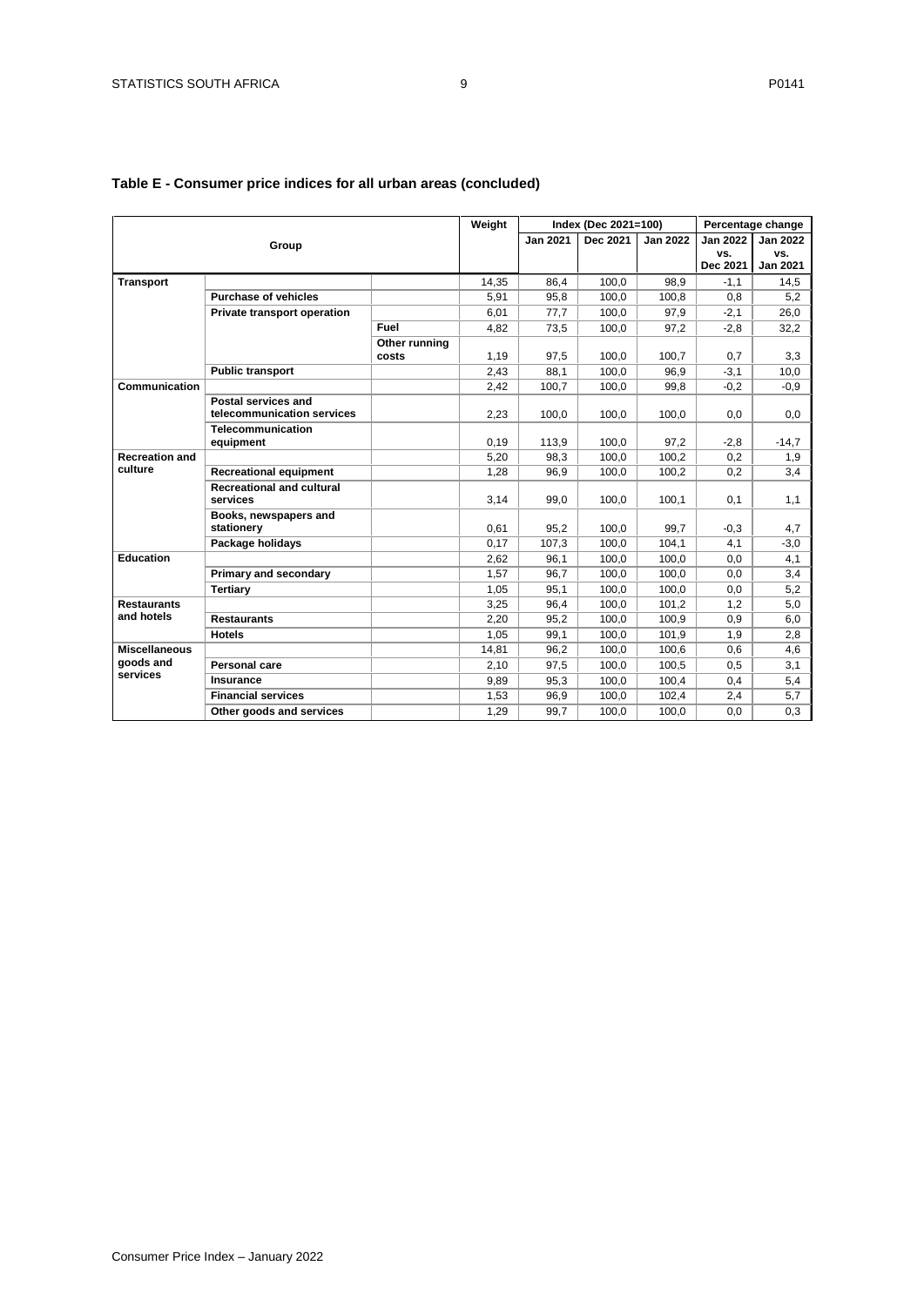## Table E - Consumer price indices for all urban areas (concluded)

| Group | | | Weight | Index (Dec 2021=100) | | | Percentage change | |
|---|---|---|---|---|---|---|---|---|
| | | | | Jan 2021 | Dec 2021 | Jan 2022 | Jan 2022 vs. Dec 2021 | Jan 2022 vs. Jan 2021 |
| **Transport** | | | 14,35 | 86,4 | 100,0 | 98,9 | -1,1 | 14,5 |
| | **Purchase of vehicles** | | 5,91 | 95,8 | 100,0 | 100,8 | 0,8 | 5,2 |
| | **Private transport operation** | | 6,01 | 77,7 | 100,0 | 97,9 | -2,1 | 26,0 |
| | | **Fuel** | 4,82 | 73,5 | 100,0 | 97,2 | -2,8 | 32,2 |
| | | **Other running costs** | 1,19 | 97,5 | 100,0 | 100,7 | 0,7 | 3,3 |
| | **Public transport** | | 2,43 | 88,1 | 100,0 | 96,9 | -3,1 | 10,0 |
| **Communication** | | | 2,42 | 100,7 | 100,0 | 99,8 | -0,2 | -0,9 |
| | **Postal services and telecommunication services** | | 2,23 | 100,0 | 100,0 | 100,0 | 0,0 | 0,0 |
| | **Telecommunication equipment** | | 0,19 | 113,9 | 100,0 | 97,2 | -2,8 | -14,7 |
| **Recreation and culture** | | | 5,20 | 98,3 | 100,0 | 100,2 | 0,2 | 1,9 |
| | **Recreational equipment** | | 1,28 | 96,9 | 100,0 | 100,2 | 0,2 | 3,4 |
| | **Recreational and cultural services** | | 3,14 | 99,0 | 100,0 | 100,1 | 0,1 | 1,1 |
| | **Books, newspapers and stationery** | | 0,61 | 95,2 | 100,0 | 99,7 | -0,3 | 4,7 |
| | **Package holidays** | | 0,17 | 107,3 | 100,0 | 104,1 | 4,1 | -3,0 |
| **Education** | | | 2,62 | 96,1 | 100,0 | 100,0 | 0,0 | 4,1 |
| | **Primary and secondary** | | 1,57 | 96,7 | 100,0 | 100,0 | 0,0 | 3,4 |
| | **Tertiary** | | 1,05 | 95,1 | 100,0 | 100,0 | 0,0 | 5,2 |
| **Restaurants and hotels** | | | 3,25 | 96,4 | 100,0 | 101,2 | 1,2 | 5,0 |
| | **Restaurants** | | 2,20 | 95,2 | 100,0 | 100,9 | 0,9 | 6,0 |
| | **Hotels** | | 1,05 | 99,1 | 100,0 | 101,9 | 1,9 | 2,8 |
| **Miscellaneous goods and services** | | | 14,81 | 96,2 | 100,0 | 100,6 | 0,6 | 4,6 |
| | **Personal care** | | 2,10 | 97,5 | 100,0 | 100,5 | 0,5 | 3,1 |
| | **Insurance** | | 9,89 | 95,3 | 100,0 | 100,4 | 0,4 | 5,4 |
| | **Financial services** | | 1,53 | 96,9 | 100,0 | 102,4 | 2,4 | 5,7 |
| | **Other goods and services** | | 1,29 | 99,7 | 100,0 | 100,0 | 0,0 | 0,3 |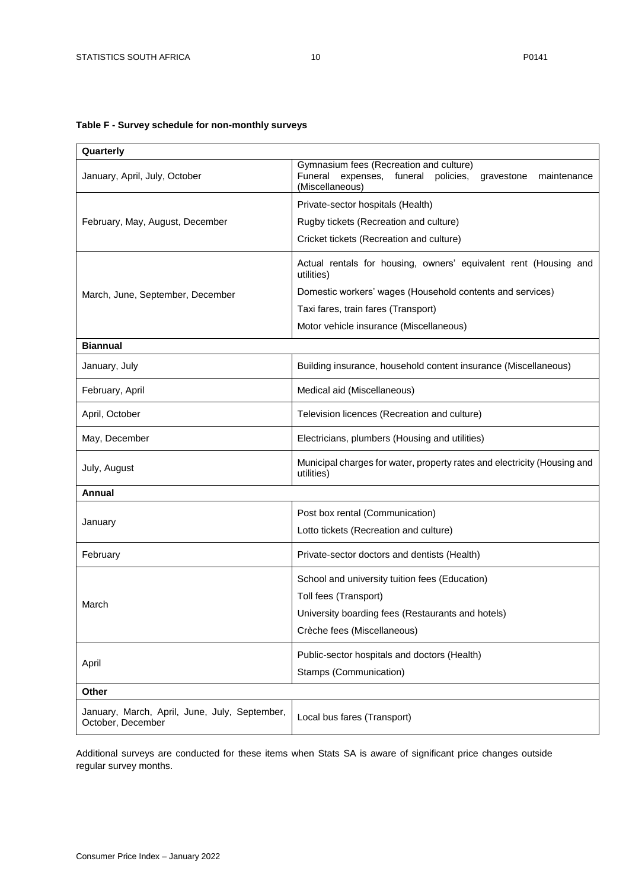**Table F - Survey schedule for non-monthly surveys**

| **Quarterly** | |
|---|---|
| January, April, July, October | Gymnasium fees (Recreation and culture)<br>Funeral expenses, funeral policies, gravestone maintenance (Miscellaneous) |
| February, May, August, December | Private-sector hospitals (Health)<br>Rugby tickets (Recreation and culture)<br>Cricket tickets (Recreation and culture) |
| March, June, September, December | Actual rentals for housing, owners' equivalent rent (Housing and utilities)<br>Domestic workers' wages (Household contents and services)<br>Taxi fares, train fares (Transport)<br>Motor vehicle insurance (Miscellaneous) |
| **Biannual** | |
| January, July | Building insurance, household content insurance (Miscellaneous) |
| February, April | Medical aid (Miscellaneous) |
| April, October | Television licences (Recreation and culture) |
| May, December | Electricians, plumbers (Housing and utilities) |
| July, August | Municipal charges for water, property rates and electricity (Housing and utilities) |
| **Annual** | |
| January | Post box rental (Communication)<br>Lotto tickets (Recreation and culture) |
| February | Private-sector doctors and dentists (Health) |
| March | School and university tuition fees (Education)<br>Toll fees (Transport)<br>University boarding fees (Restaurants and hotels)<br>Crèche fees (Miscellaneous) |
| April | Public-sector hospitals and doctors (Health)<br>Stamps (Communication) |
| **Other** | |
| January, March, April, June, July, September, October, December | Local bus fares (Transport) |

Additional surveys are conducted for these items when Stats SA is aware of significant price changes outside regular survey months.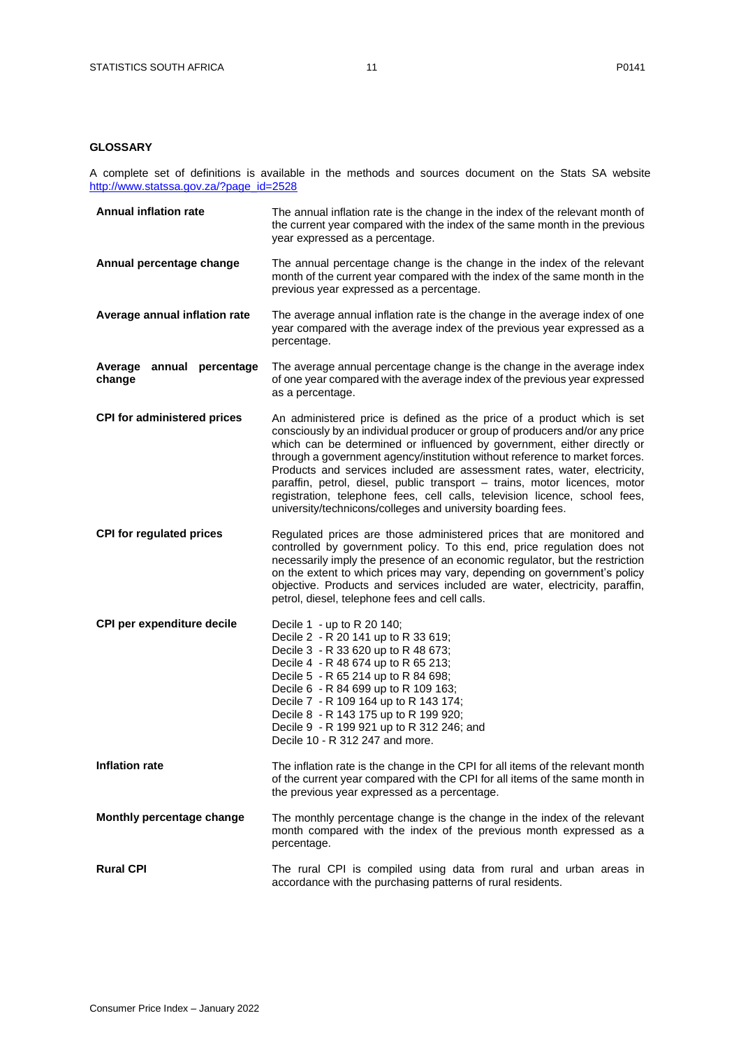## GLOSSARY

A complete set of definitions is available in the methods and sources document on the Stats SA website [http://www.statssa.gov.za/?page_id=2528](http://www.statssa.gov.za/?page_id=2528)

| | |
|---|---|
| **Annual inflation rate** | The annual inflation rate is the change in the index of the relevant month of the current year compared with the index of the same month in the previous year expressed as a percentage. |
| **Annual percentage change** | The annual percentage change is the change in the index of the relevant month of the current year compared with the index of the same month in the previous year expressed as a percentage. |
| **Average annual inflation rate** | The average annual inflation rate is the change in the average index of one year compared with the average index of the previous year expressed as a percentage. |
| **Average annual percentage change** | The average annual percentage change is the change in the average index of one year compared with the average index of the previous year expressed as a percentage. |
| **CPI for administered prices** | An administered price is defined as the price of a product which is set consciously by an individual producer or group of producers and/or any price which can be determined or influenced by government, either directly or through a government agency/institution without reference to market forces. Products and services included are assessment rates, water, electricity, paraffin, petrol, diesel, public transport – trains, motor licences, motor registration, telephone fees, cell calls, television licence, school fees, university/technicons/colleges and university boarding fees. |
| **CPI for regulated prices** | Regulated prices are those administered prices that are monitored and controlled by government policy. To this end, price regulation does not necessarily imply the presence of an economic regulator, but the restriction on the extent to which prices may vary, depending on government's policy objective. Products and services included are water, electricity, paraffin, petrol, diesel, telephone fees and cell calls. |
| **CPI per expenditure decile** | Decile 1 - up to R 20 140;<br>Decile 2 - R 20 141 up to R 33 619;<br>Decile 3 - R 33 620 up to R 48 673;<br>Decile 4 - R 48 674 up to R 65 213;<br>Decile 5 - R 65 214 up to R 84 698;<br>Decile 6 - R 84 699 up to R 109 163;<br>Decile 7 - R 109 164 up to R 143 174;<br>Decile 8 - R 143 175 up to R 199 920;<br>Decile 9 - R 199 921 up to R 312 246; and<br>Decile 10 - R 312 247 and more. |
| **Inflation rate** | The inflation rate is the change in the CPI for all items of the relevant month of the current year compared with the CPI for all items of the same month in the previous year expressed as a percentage. |
| **Monthly percentage change** | The monthly percentage change is the change in the index of the relevant month compared with the index of the previous month expressed as a percentage. |
| **Rural CPI** | The rural CPI is compiled using data from rural and urban areas in accordance with the purchasing patterns of rural residents. |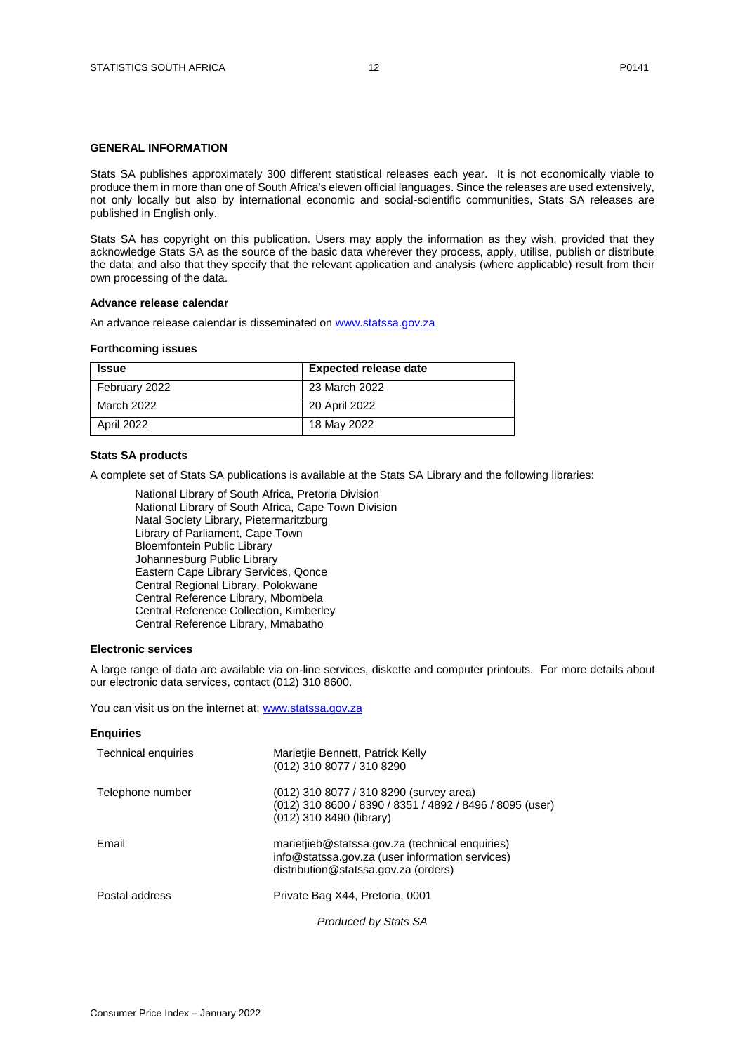## GENERAL INFORMATION

Stats SA publishes approximately 300 different statistical releases each year. It is not economically viable to produce them in more than one of South Africa's eleven official languages. Since the releases are used extensively, not only locally but also by international economic and social-scientific communities, Stats SA releases are published in English only.

Stats SA has copyright on this publication. Users may apply the information as they wish, provided that they acknowledge Stats SA as the source of the basic data wherever they process, apply, utilise, publish or distribute the data; and also that they specify that the relevant application and analysis (where applicable) result from their own processing of the data.

### Advance release calendar

An advance release calendar is disseminated on www.statssa.gov.za

### Forthcoming issues

| Issue | Expected release date |
| --- | --- |
| February 2022 | 23 March 2022 |
| March 2022 | 20 April 2022 |
| April 2022 | 18 May 2022 |

### Stats SA products

A complete set of Stats SA publications is available at the Stats SA Library and the following libraries:

National Library of South Africa, Pretoria Division
National Library of South Africa, Cape Town Division
Natal Society Library, Pietermaritzburg
Library of Parliament, Cape Town
Bloemfontein Public Library
Johannesburg Public Library
Eastern Cape Library Services, Qonce
Central Regional Library, Polokwane
Central Reference Library, Mbombela
Central Reference Collection, Kimberley
Central Reference Library, Mmabatho

### Electronic services

A large range of data are available via on-line services, diskette and computer printouts. For more details about our electronic data services, contact (012) 310 8600.

You can visit us on the internet at: www.statssa.gov.za

### Enquiries

| | |
| --- | --- |
| Technical enquiries | Marietjie Bennett, Patrick Kelly<br>(012) 310 8077 / 310 8290 |
| Telephone number | (012) 310 8077 / 310 8290 (survey area)<br>(012) 310 8600 / 8390 / 8351 / 4892 / 8496 / 8095 (user)<br>(012) 310 8490 (library) |
| Email | marietjieb@statssa.gov.za (technical enquiries)<br>info@statssa.gov.za (user information services)<br>distribution@statssa.gov.za (orders) |
| Postal address | Private Bag X44, Pretoria, 0001 |

*Produced by Stats SA*